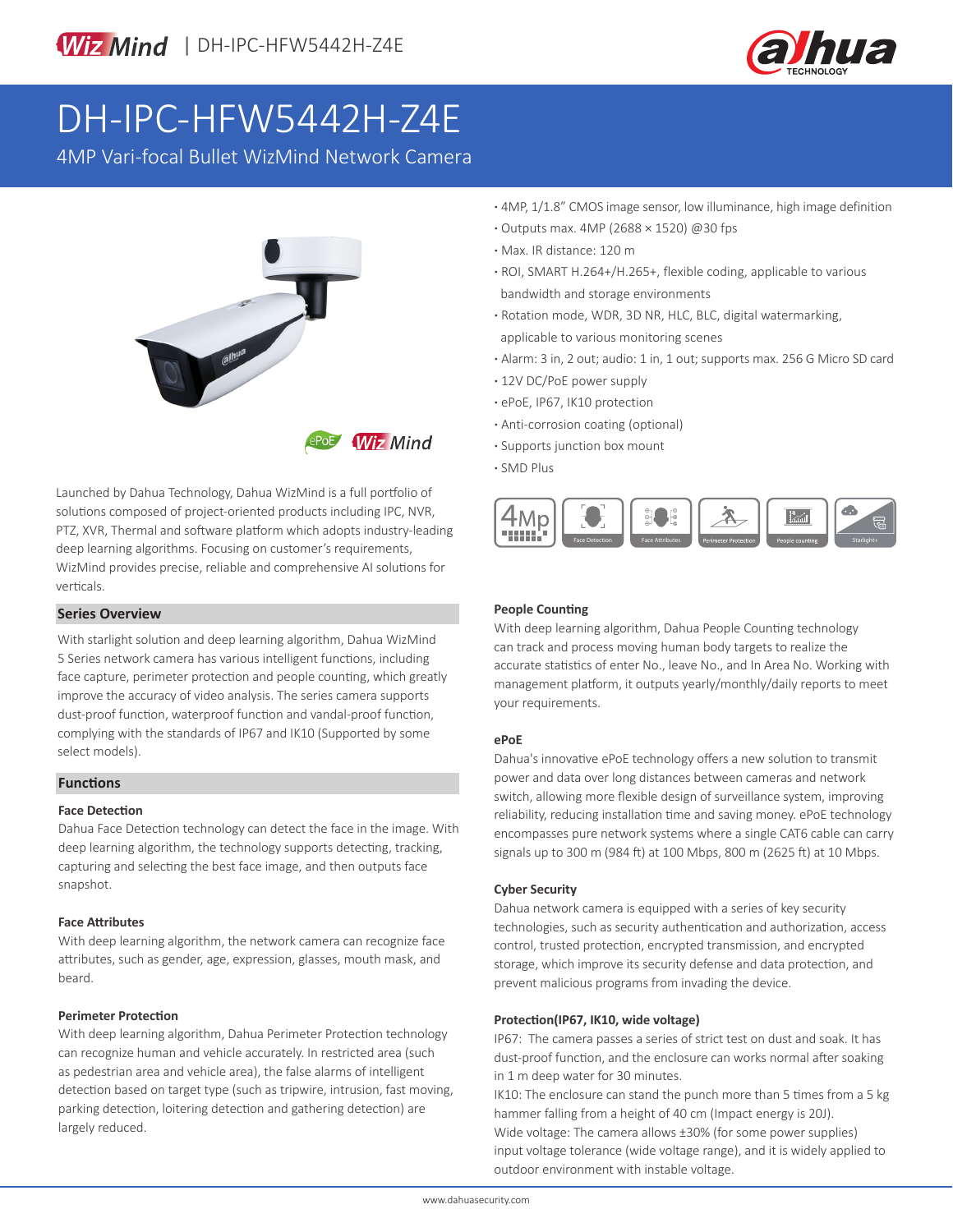# DH-IPC-HFW5442H-Z4E

4MP Vari-focal Bullet WizMind Network Camera

- 4MP, 1/1.8" CMOS image sensor, low illuminance, high image definition
- Outputs max. 4MP (2688 × 1520) @30 fps
- Max. IR distance: 120 m
- ROI, SMART H.264+/H.265+, flexible coding, applicable to various bandwidth and storage environments
- Rotation mode, WDR, 3D NR, HLC, BLC, digital watermarking, applicable to various monitoring scenes
- Alarm: 3 in, 2 out; audio: 1 in, 1 out; supports max. 256 G Micro SD card
- 12V DC/PoE power supply
- ePoE, IP67, IK10 protection
- Anti-corrosion coating (optional)
- Supports junction box mount
- SMD Plus

Launched by Dahua Technology, Dahua WizMind is a full portfolio of solutions composed of project-oriented products including IPC, NVR, PTZ, XVR, Thermal and software platform which adopts industry-leading deep learning algorithms. Focusing on customer's requirements, WizMind provides precise, reliable and comprehensive AI solutions for verticals.

## Series Overview

With starlight solution and deep learning algorithm, Dahua WizMind 5 Series network camera has various intelligent functions, including face capture, perimeter protection and people counting, which greatly improve the accuracy of video analysis. The series camera supports dust-proof function, waterproof function and vandal-proof function, complying with the standards of IP67 and IK10 (Supported by some select models).

## Functions

### Face Detection

Dahua Face Detection technology can detect the face in the image. With deep learning algorithm, the technology supports detecting, tracking, capturing and selecting the best face image, and then outputs face snapshot.

### Face Attributes

With deep learning algorithm, the network camera can recognize face attributes, such as gender, age, expression, glasses, mouth mask, and beard.

### Perimeter Protection

With deep learning algorithm, Dahua Perimeter Protection technology can recognize human and vehicle accurately. In restricted area (such as pedestrian area and vehicle area), the false alarms of intelligent detection based on target type (such as tripwire, intrusion, fast moving, parking detection, loitering detection and gathering detection) are largely reduced.

### People Counting

With deep learning algorithm, Dahua People Counting technology can track and process moving human body targets to realize the accurate statistics of enter No., leave No., and In Area No. Working with management platform, it outputs yearly/monthly/daily reports to meet your requirements.

### ePoE

Dahua's innovative ePoE technology offers a new solution to transmit power and data over long distances between cameras and network switch, allowing more flexible design of surveillance system, improving reliability, reducing installation time and saving money. ePoE technology encompasses pure network systems where a single CAT6 cable can carry signals up to 300 m (984 ft) at 100 Mbps, 800 m (2625 ft) at 10 Mbps.

### Cyber Security

Dahua network camera is equipped with a series of key security technologies, such as security authentication and authorization, access control, trusted protection, encrypted transmission, and encrypted storage, which improve its security defense and data protection, and prevent malicious programs from invading the device.

### Protection(IP67, IK10, wide voltage)

IP67: The camera passes a series of strict test on dust and soak. It has dust-proof function, and the enclosure can works normal after soaking in 1 m deep water for 30 minutes.

IK10: The enclosure can stand the punch more than 5 times from a 5 kg hammer falling from a height of 40 cm (Impact energy is 20J).

Wide voltage: The camera allows ±30% (for some power supplies) input voltage tolerance (wide voltage range), and it is widely applied to outdoor environment with instable voltage.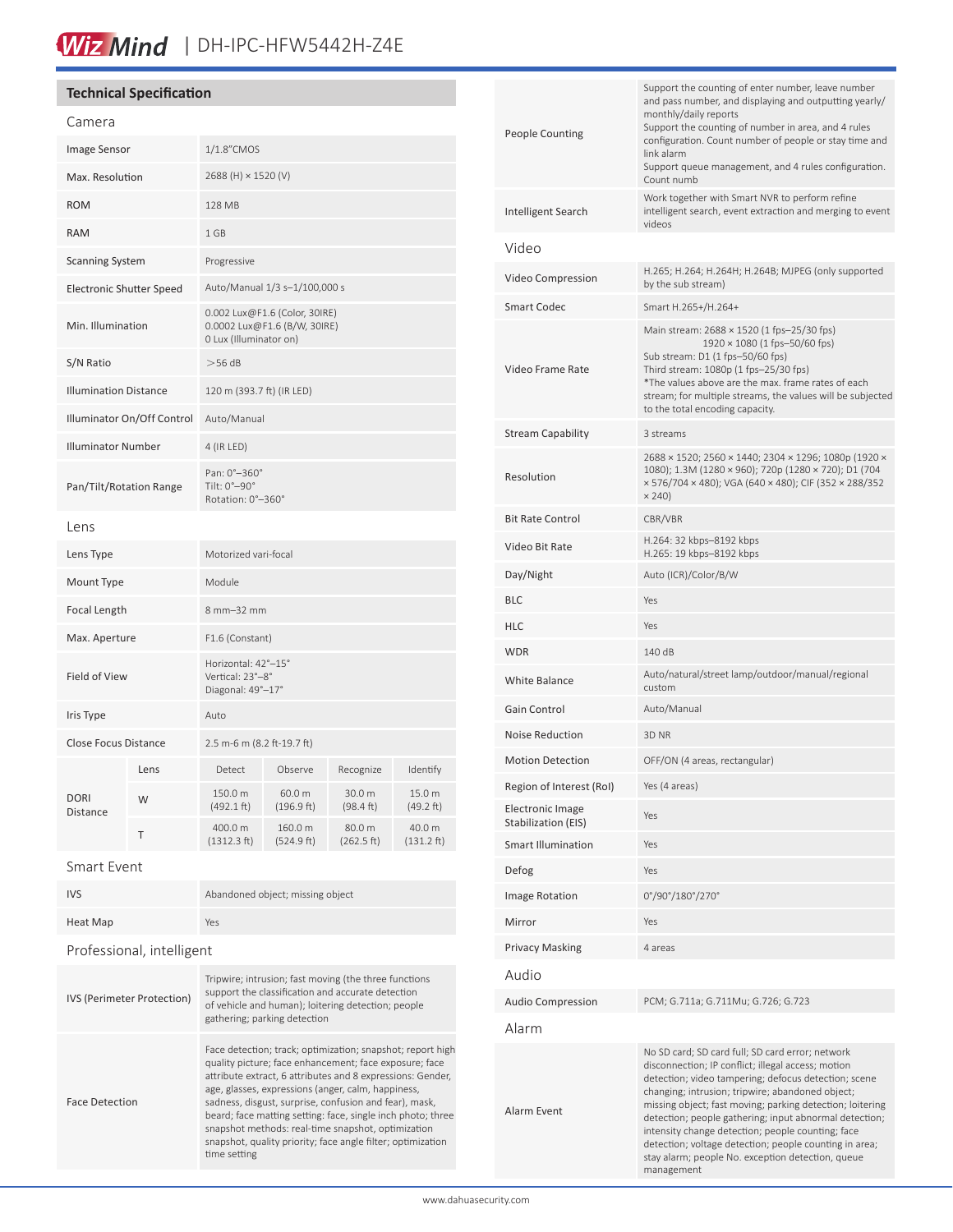# WizMind | DH-IPC-HFW5442H-Z4E

## Technical Specification

### Camera

| | |
|---|---|
| Image Sensor | 1/1.8"CMOS |
| Max. Resolution | 2688 (H) × 1520 (V) |
| ROM | 128 MB |
| RAM | 1 GB |
| Scanning System | Progressive |
| Electronic Shutter Speed | Auto/Manual 1/3 s–1/100,000 s |
| Min. Illumination | 0.002 Lux@F1.6 (Color, 30IRE)<br>0.0002 Lux@F1.6 (B/W, 30IRE)<br>0 Lux (Illuminator on) |
| S/N Ratio | >56 dB |
| Illumination Distance | 120 m (393.7 ft) (IR LED) |
| Illuminator On/Off Control | Auto/Manual |
| Illuminator Number | 4 (IR LED) |
| Pan/Tilt/Rotation Range | Pan: 0°–360°<br>Tilt: 0°–90°<br>Rotation: 0°–360° |

### Lens

| | |
|---|---|
| Lens Type | Motorized vari-focal |
| Mount Type | Module |
| Focal Length | 8 mm–32 mm |
| Max. Aperture | F1.6 (Constant) |
| Field of View | Horizontal: 42°–15°<br>Vertical: 23°–8°<br>Diagonal: 49°–17° |
| Iris Type | Auto |
| Close Focus Distance | 2.5 m-6 m (8.2 ft-19.7 ft) |

| DORI Distance | Lens | Detect | Observe | Recognize | Identify |
|---|---|---|---|---|---|
| | W | 150.0 m (492.1 ft) | 60.0 m (196.9 ft) | 30.0 m (98.4 ft) | 15.0 m (49.2 ft) |
| | T | 400.0 m (1312.3 ft) | 160.0 m (524.9 ft) | 80.0 m (262.5 ft) | 40.0 m (131.2 ft) |

### Smart Event

| | |
|---|---|
| IVS | Abandoned object; missing object |
| Heat Map | Yes |

### Professional, intelligent

| | |
|---|---|
| IVS (Perimeter Protection) | Tripwire; intrusion; fast moving (the three functions support the classification and accurate detection of vehicle and human); loitering detection; people gathering; parking detection |
| Face Detection | Face detection; track; optimization; snapshot; report high quality picture; face enhancement; face exposure; face attribute extract, 6 attributes and 8 expressions: Gender, age, glasses, expressions (anger, calm, happiness, sadness, disgust, surprise, confusion and fear), mask, beard; face matting setting: face, single inch photo; three snapshot methods: real-time snapshot, optimization snapshot, quality priority; face angle filter; optimization time setting |
| People Counting | Support the counting of enter number, leave number and pass number, and displaying and outputting yearly/monthly/daily reports<br>Support the counting of number in area, and 4 rules configuration. Count number of people or stay time and link alarm<br>Support queue management, and 4 rules configuration. Count numb |
| Intelligent Search | Work together with Smart NVR to perform refine intelligent search, event extraction and merging to event videos |

### Video

| | |
|---|---|
| Video Compression | H.265; H.264; H.264H; H.264B; MJPEG (only supported by the sub stream) |
| Smart Codec | Smart H.265+/H.264+ |
| Video Frame Rate | Main stream: 2688 × 1520 (1 fps–25/30 fps)<br>1920 × 1080 (1 fps–50/60 fps)<br>Sub stream: D1 (1 fps–50/60 fps)<br>Third stream: 1080p (1 fps–25/30 fps)<br>*The values above are the max. frame rates of each stream; for multiple streams, the values will be subjected to the total encoding capacity. |
| Stream Capability | 3 streams |
| Resolution | 2688 × 1520; 2560 × 1440; 2304 × 1296; 1080p (1920 × 1080); 1.3M (1280 × 960); 720p (1280 × 720); D1 (704 × 576/704 × 480); VGA (640 × 480); CIF (352 × 288/352 × 240) |
| Bit Rate Control | CBR/VBR |
| Video Bit Rate | H.264: 32 kbps–8192 kbps<br>H.265: 19 kbps–8192 kbps |
| Day/Night | Auto (ICR)/Color/B/W |
| BLC | Yes |
| HLC | Yes |
| WDR | 140 dB |
| White Balance | Auto/natural/street lamp/outdoor/manual/regional custom |
| Gain Control | Auto/Manual |
| Noise Reduction | 3D NR |
| Motion Detection | OFF/ON (4 areas, rectangular) |
| Region of Interest (RoI) | Yes (4 areas) |
| Electronic Image Stabilization (EIS) | Yes |
| Smart Illumination | Yes |
| Defog | Yes |
| Image Rotation | 0°/90°/180°/270° |
| Mirror | Yes |
| Privacy Masking | 4 areas |

### Audio

| | |
|---|---|
| Audio Compression | PCM; G.711a; G.711Mu; G.726; G.723 |

### Alarm

| | |
|---|---|
| Alarm Event | No SD card; SD card full; SD card error; network disconnection; IP conflict; illegal access; motion detection; video tampering; defocus detection; scene changing; intrusion; tripwire; abandoned object; missing object; fast moving; parking detection; loitering detection; people gathering; input abnormal detection; intensity change detection; people counting; face detection; voltage detection; people counting in area; stay alarm; people No. exception detection, queue management |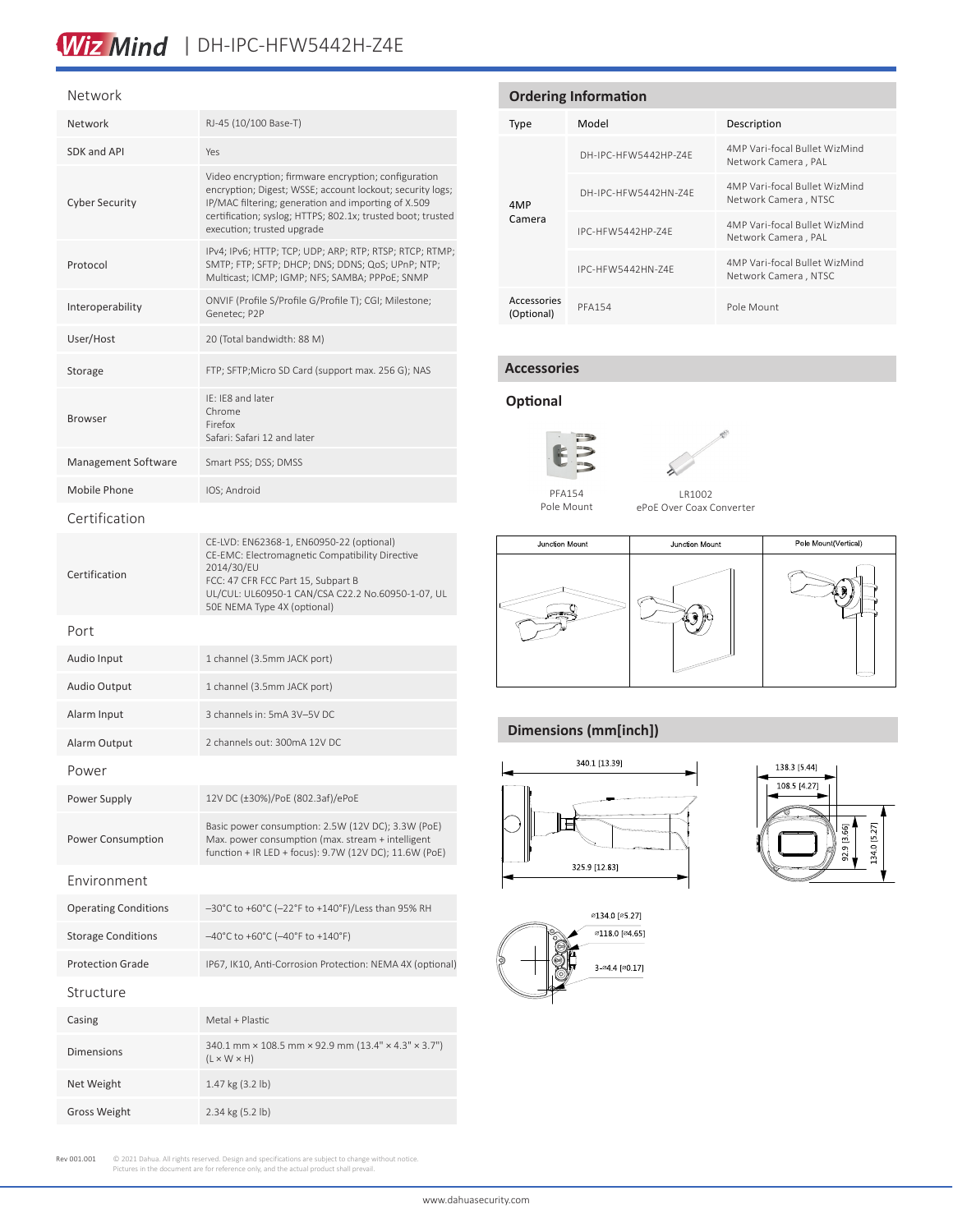# WizMind | DH-IPC-HFW5442H-Z4E

## Network

| | |
|---|---|
| Network | RJ-45 (10/100 Base-T) |
| SDK and API | Yes |
| Cyber Security | Video encryption; firmware encryption; configuration encryption; Digest; WSSE; account lockout; security logs; IP/MAC filtering; generation and importing of X.509 certification; syslog; HTTPS; 802.1x; trusted boot; trusted execution; trusted upgrade |
| Protocol | IPv4; IPv6; HTTP; TCP; UDP; ARP; RTP; RTSP; RTCP; RTMP; SMTP; FTP; SFTP; DHCP; DNS; DDNS; QoS; UPnP; NTP; Multicast; ICMP; IGMP; NFS; SAMBA; PPPoE; SNMP |
| Interoperability | ONVIF (Profile S/Profile G/Profile T); CGI; Milestone; Genetec; P2P |
| User/Host | 20 (Total bandwidth: 88 M) |
| Storage | FTP; SFTP;Micro SD Card (support max. 256 G); NAS |
| Browser | IE: IE8 and later<br>Chrome<br>Firefox<br>Safari: Safari 12 and later |
| Management Software | Smart PSS; DSS; DMSS |
| Mobile Phone | IOS; Android |

## Certification

| | |
|---|---|
| Certification | CE-LVD: EN62368-1, EN60950-22 (optional)<br>CE-EMC: Electromagnetic Compatibility Directive 2014/30/EU<br>FCC: 47 CFR FCC Part 15, Subpart B<br>UL/CUL: UL60950-1 CAN/CSA C22.2 No.60950-1-07, UL 50E NEMA Type 4X (optional) |

## Port

| | |
|---|---|
| Audio Input | 1 channel (3.5mm JACK port) |
| Audio Output | 1 channel (3.5mm JACK port) |
| Alarm Input | 3 channels in: 5mA 3V–5V DC |
| Alarm Output | 2 channels out: 300mA 12V DC |

## Power

| | |
|---|---|
| Power Supply | 12V DC (±30%)/PoE (802.3af)/ePoE |
| Power Consumption | Basic power consumption: 2.5W (12V DC); 3.3W (PoE)<br>Max. power consumption (max. stream + intelligent function + IR LED + focus): 9.7W (12V DC); 11.6W (PoE) |

## Environment

| | |
|---|---|
| Operating Conditions | –30°C to +60°C (–22°F to +140°F)/Less than 95% RH |
| Storage Conditions | –40°C to +60°C (–40°F to +140°F) |
| Protection Grade | IP67, IK10, Anti-Corrosion Protection: NEMA 4X (optional) |

## Structure

| | |
|---|---|
| Casing | Metal + Plastic |
| Dimensions | 340.1 mm × 108.5 mm × 92.9 mm (13.4" × 4.3" × 3.7") (L × W × H) |
| Net Weight | 1.47 kg (3.2 lb) |
| Gross Weight | 2.34 kg (5.2 lb) |

## Ordering Information

| Type | Model | Description |
|---|---|---|
| 4MP Camera | DH-IPC-HFW5442HP-Z4E | 4MP Vari-focal Bullet WizMind Network Camera , PAL |
| | DH-IPC-HFW5442HN-Z4E | 4MP Vari-focal Bullet WizMind Network Camera , NTSC |
| | IPC-HFW5442HP-Z4E | 4MP Vari-focal Bullet WizMind Network Camera , PAL |
| | IPC-HFW5442HN-Z4E | 4MP Vari-focal Bullet WizMind Network Camera , NTSC |
| Accessories (Optional) | PFA154 | Pole Mount |

## Accessories

### Optional

PFA154
Pole Mount

LR1002
ePoE Over Coax Converter

Junction Mount | Junction Mount | Pole Mount(Vertical)

## Dimensions (mm[inch])

340.1 [13.39]
325.9 [12.83]
138.3 [5.44]
108.5 [4.27]
92.9 [3.66]
134.0 [5.27]
⌀134.0 [⌀5.27]
⌀118.0 [⌀4.65]
3-⌀4.4 [⌀0.17]

Rev 001.001 © 2021 Dahua. All rights reserved. Design and specifications are subject to change without notice. Pictures in the document are for reference only, and the actual product shall prevail.

www.dahuasecurity.com